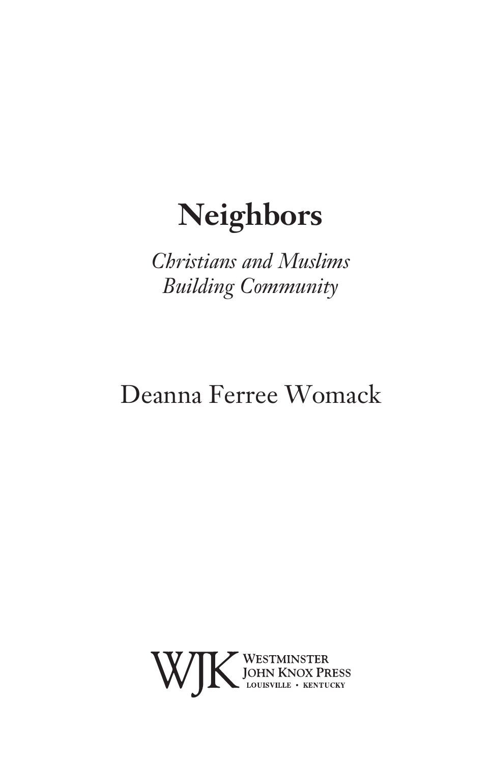# Neighbors

*Christians and Muslims*
*Building Community*

Deanna Ferree Womack

WJK Westminster John Knox Press
Louisville • Kentucky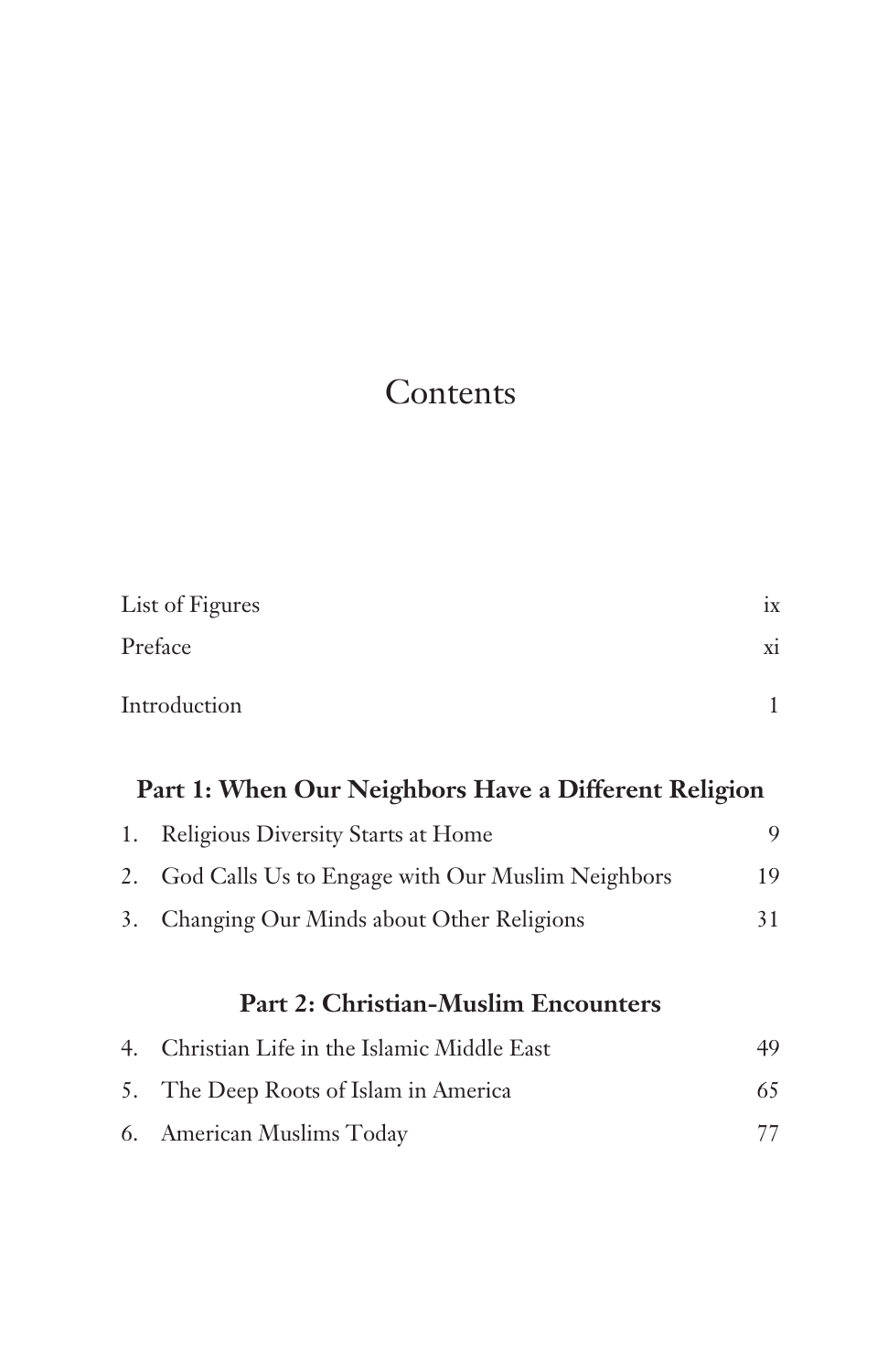# Contents

| | |
|---|---|
| List of Figures | ix |
| Preface | xi |
| Introduction | 1 |

## Part 1: When Our Neighbors Have a Different Religion

| | |
|---|---|
| 1. Religious Diversity Starts at Home | 9 |
| 2. God Calls Us to Engage with Our Muslim Neighbors | 19 |
| 3. Changing Our Minds about Other Religions | 31 |

## Part 2: Christian-Muslim Encounters

| | |
|---|---|
| 4. Christian Life in the Islamic Middle East | 49 |
| 5. The Deep Roots of Islam in America | 65 |
| 6. American Muslims Today | 77 |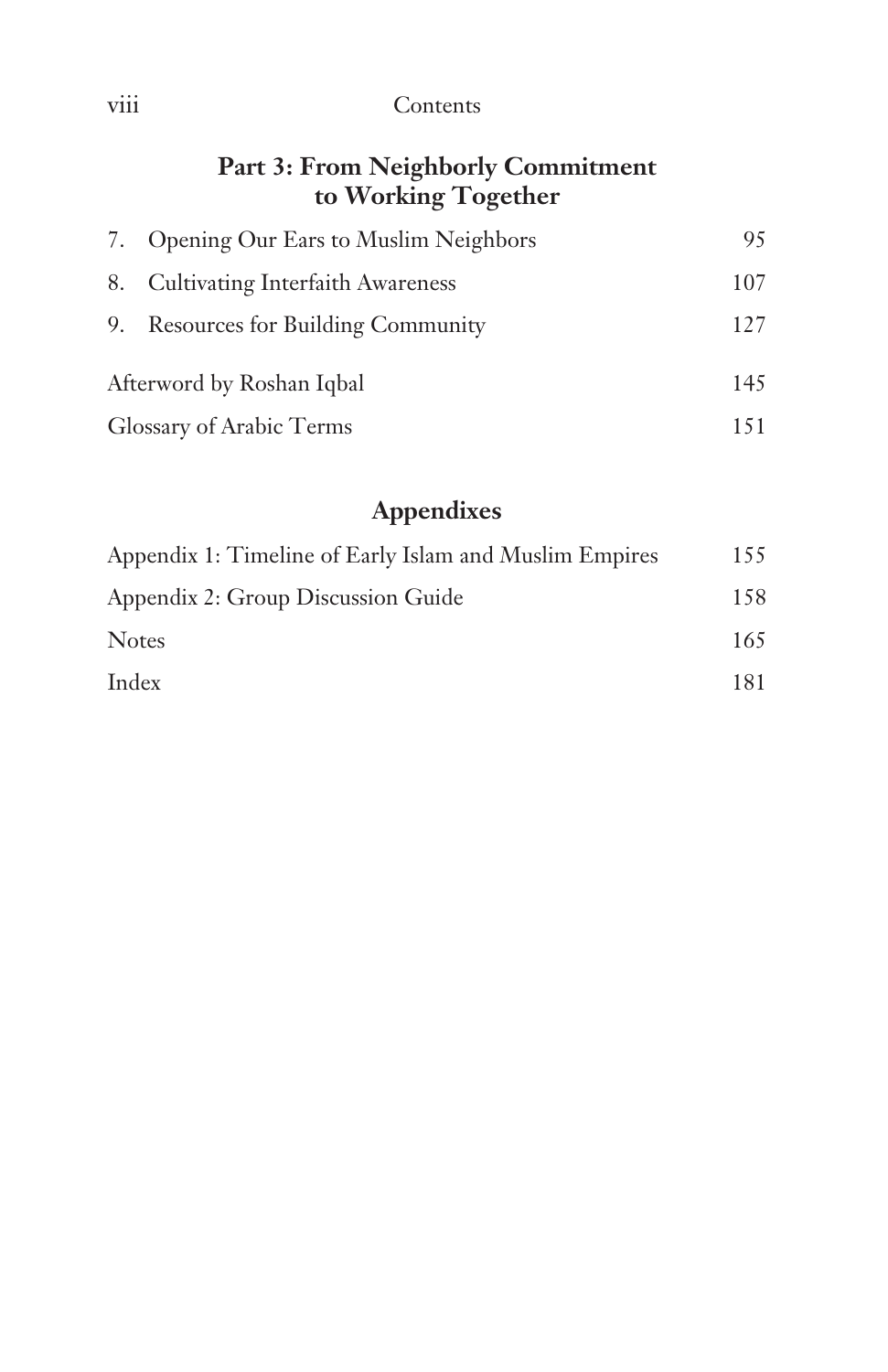## Part 3: From Neighborly Commitment to Working Together

7. Opening Our Ears to Muslim Neighbors 95
8. Cultivating Interfaith Awareness 107
9. Resources for Building Community 127

Afterword by Roshan Iqbal 145

Glossary of Arabic Terms 151

## Appendixes

Appendix 1: Timeline of Early Islam and Muslim Empires 155

Appendix 2: Group Discussion Guide 158

Notes 165

Index 181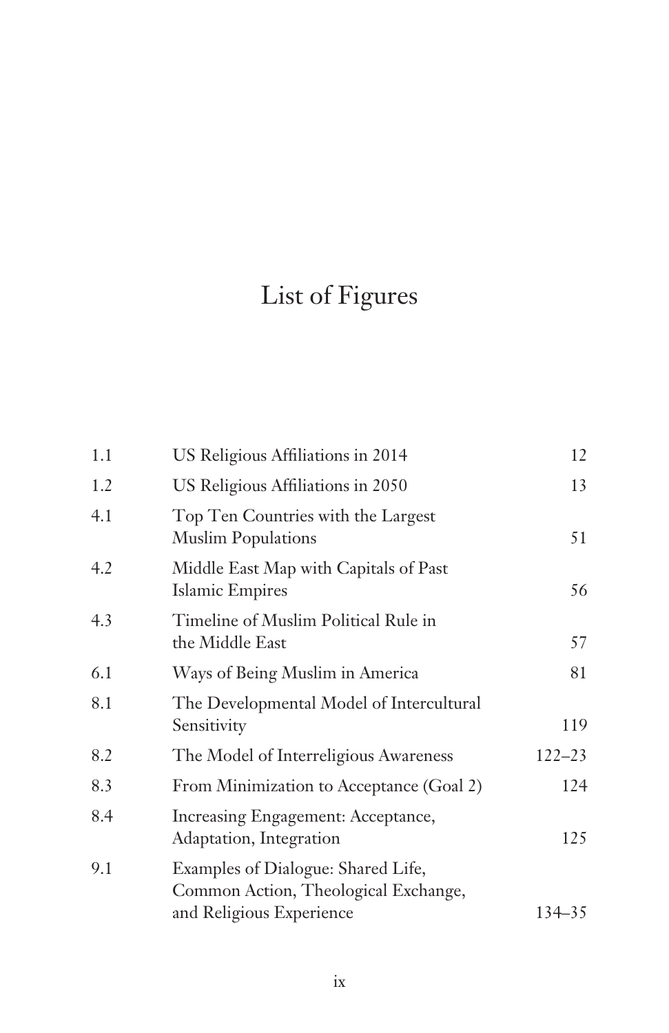# List of Figures

| | | |
|---|---|---|
| 1.1 | US Religious Affiliations in 2014 | 12 |
| 1.2 | US Religious Affiliations in 2050 | 13 |
| 4.1 | Top Ten Countries with the Largest Muslim Populations | 51 |
| 4.2 | Middle East Map with Capitals of Past Islamic Empires | 56 |
| 4.3 | Timeline of Muslim Political Rule in the Middle East | 57 |
| 6.1 | Ways of Being Muslim in America | 81 |
| 8.1 | The Developmental Model of Intercultural Sensitivity | 119 |
| 8.2 | The Model of Interreligious Awareness | 122–23 |
| 8.3 | From Minimization to Acceptance (Goal 2) | 124 |
| 8.4 | Increasing Engagement: Acceptance, Adaptation, Integration | 125 |
| 9.1 | Examples of Dialogue: Shared Life, Common Action, Theological Exchange, and Religious Experience | 134–35 |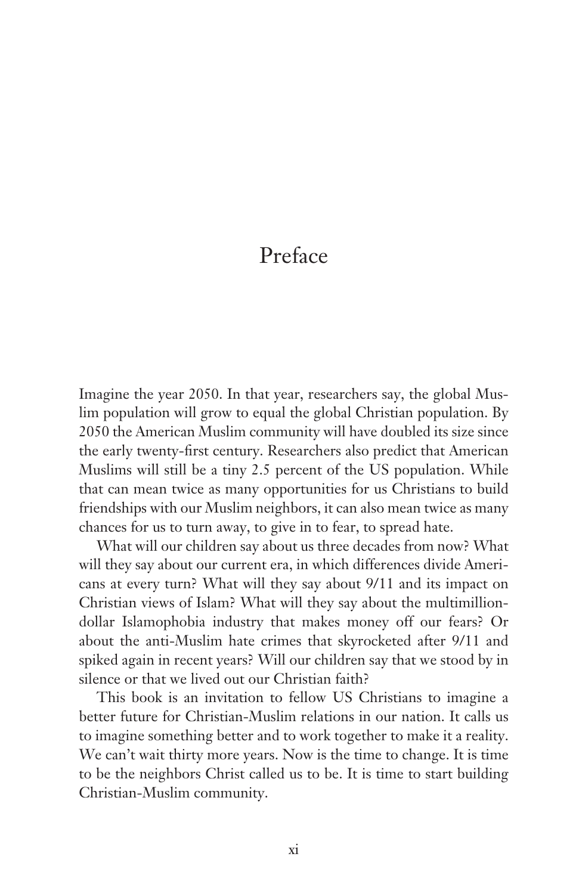# Preface

Imagine the year 2050. In that year, researchers say, the global Muslim population will grow to equal the global Christian population. By 2050 the American Muslim community will have doubled its size since the early twenty-first century. Researchers also predict that American Muslims will still be a tiny 2.5 percent of the US population. While that can mean twice as many opportunities for us Christians to build friendships with our Muslim neighbors, it can also mean twice as many chances for us to turn away, to give in to fear, to spread hate.

What will our children say about us three decades from now? What will they say about our current era, in which differences divide Americans at every turn? What will they say about 9/11 and its impact on Christian views of Islam? What will they say about the multimillion-dollar Islamophobia industry that makes money off our fears? Or about the anti-Muslim hate crimes that skyrocketed after 9/11 and spiked again in recent years? Will our children say that we stood by in silence or that we lived out our Christian faith?

This book is an invitation to fellow US Christians to imagine a better future for Christian-Muslim relations in our nation. It calls us to imagine something better and to work together to make it a reality. We can't wait thirty more years. Now is the time to change. It is time to be the neighbors Christ called us to be. It is time to start building Christian-Muslim community.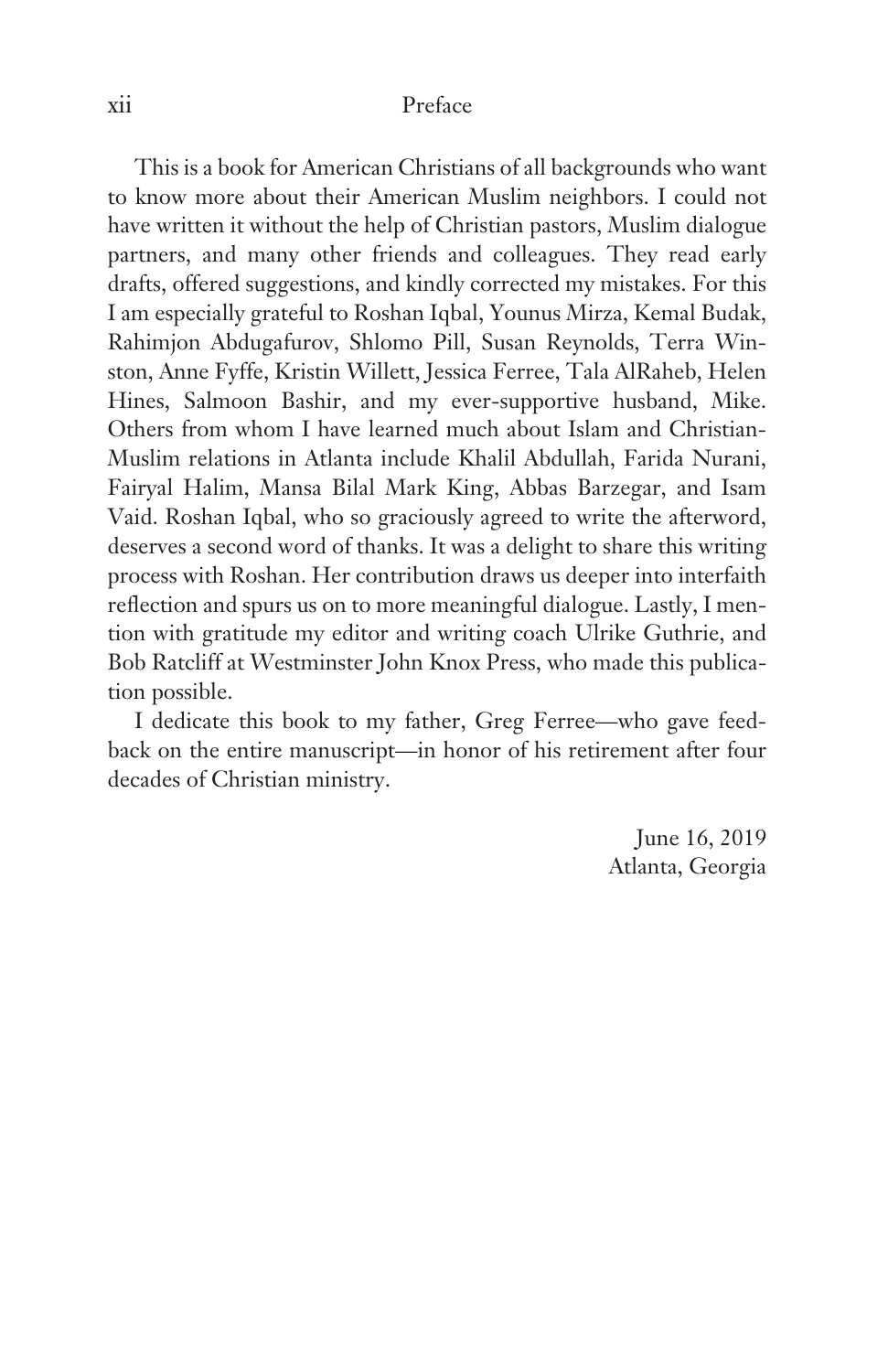This is a book for American Christians of all backgrounds who want to know more about their American Muslim neighbors. I could not have written it without the help of Christian pastors, Muslim dialogue partners, and many other friends and colleagues. They read early drafts, offered suggestions, and kindly corrected my mistakes. For this I am especially grateful to Roshan Iqbal, Younus Mirza, Kemal Budak, Rahimjon Abdugafurov, Shlomo Pill, Susan Reynolds, Terra Winston, Anne Fyffe, Kristin Willett, Jessica Ferree, Tala AlRaheb, Helen Hines, Salmoon Bashir, and my ever-supportive husband, Mike. Others from whom I have learned much about Islam and Christian-Muslim relations in Atlanta include Khalil Abdullah, Farida Nurani, Fairyal Halim, Mansa Bilal Mark King, Abbas Barzegar, and Isam Vaid. Roshan Iqbal, who so graciously agreed to write the afterword, deserves a second word of thanks. It was a delight to share this writing process with Roshan. Her contribution draws us deeper into interfaith reflection and spurs us on to more meaningful dialogue. Lastly, I mention with gratitude my editor and writing coach Ulrike Guthrie, and Bob Ratcliff at Westminster John Knox Press, who made this publication possible.

I dedicate this book to my father, Greg Ferree—who gave feedback on the entire manuscript—in honor of his retirement after four decades of Christian ministry.

June 16, 2019
Atlanta, Georgia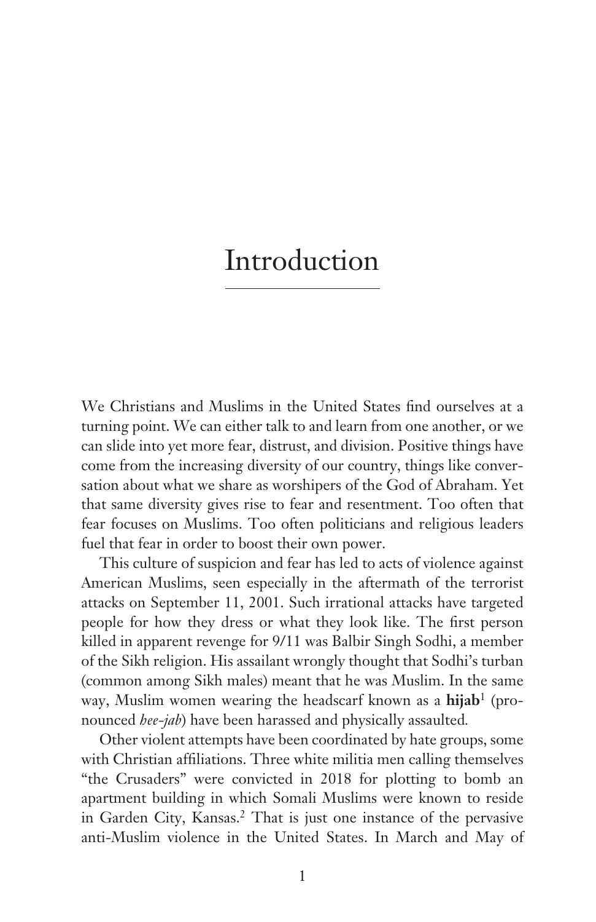# Introduction

We Christians and Muslims in the United States find ourselves at a turning point. We can either talk to and learn from one another, or we can slide into yet more fear, distrust, and division. Positive things have come from the increasing diversity of our country, things like conversation about what we share as worshipers of the God of Abraham. Yet that same diversity gives rise to fear and resentment. Too often that fear focuses on Muslims. Too often politicians and religious leaders fuel that fear in order to boost their own power.

This culture of suspicion and fear has led to acts of violence against American Muslims, seen especially in the aftermath of the terrorist attacks on September 11, 2001. Such irrational attacks have targeted people for how they dress or what they look like. The first person killed in apparent revenge for 9/11 was Balbir Singh Sodhi, a member of the Sikh religion. His assailant wrongly thought that Sodhi's turban (common among Sikh males) meant that he was Muslim. In the same way, Muslim women wearing the headscarf known as a **hijab**[1] (pronounced *hee-jab*) have been harassed and physically assaulted.

Other violent attempts have been coordinated by hate groups, some with Christian affiliations. Three white militia men calling themselves "the Crusaders" were convicted in 2018 for plotting to bomb an apartment building in which Somali Muslims were known to reside in Garden City, Kansas.[2] That is just one instance of the pervasive anti-Muslim violence in the United States. In March and May of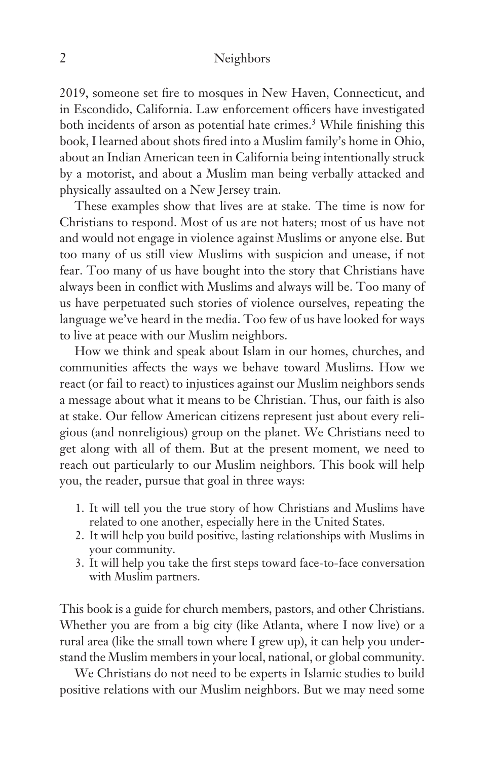2019, someone set fire to mosques in New Haven, Connecticut, and in Escondido, California. Law enforcement officers have investigated both incidents of arson as potential hate crimes.[3] While finishing this book, I learned about shots fired into a Muslim family's home in Ohio, about an Indian American teen in California being intentionally struck by a motorist, and about a Muslim man being verbally attacked and physically assaulted on a New Jersey train.

These examples show that lives are at stake. The time is now for Christians to respond. Most of us are not haters; most of us have not and would not engage in violence against Muslims or anyone else. But too many of us still view Muslims with suspicion and unease, if not fear. Too many of us have bought into the story that Christians have always been in conflict with Muslims and always will be. Too many of us have perpetuated such stories of violence ourselves, repeating the language we've heard in the media. Too few of us have looked for ways to live at peace with our Muslim neighbors.

How we think and speak about Islam in our homes, churches, and communities affects the ways we behave toward Muslims. How we react (or fail to react) to injustices against our Muslim neighbors sends a message about what it means to be Christian. Thus, our faith is also at stake. Our fellow American citizens represent just about every religious (and nonreligious) group on the planet. We Christians need to get along with all of them. But at the present moment, we need to reach out particularly to our Muslim neighbors. This book will help you, the reader, pursue that goal in three ways:

1. It will tell you the true story of how Christians and Muslims have related to one another, especially here in the United States.
2. It will help you build positive, lasting relationships with Muslims in your community.
3. It will help you take the first steps toward face-to-face conversation with Muslim partners.

This book is a guide for church members, pastors, and other Christians. Whether you are from a big city (like Atlanta, where I now live) or a rural area (like the small town where I grew up), it can help you understand the Muslim members in your local, national, or global community.

We Christians do not need to be experts in Islamic studies to build positive relations with our Muslim neighbors. But we may need some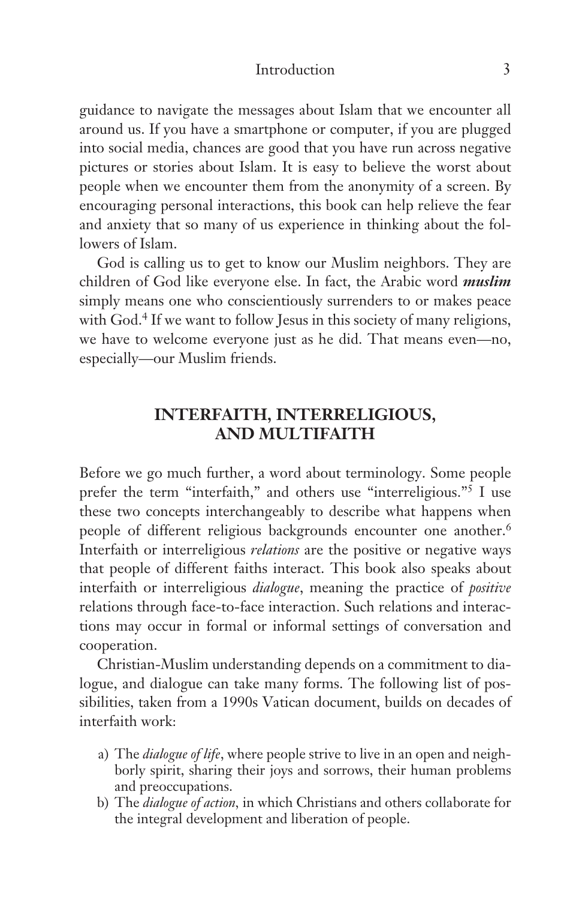guidance to navigate the messages about Islam that we encounter all around us. If you have a smartphone or computer, if you are plugged into social media, chances are good that you have run across negative pictures or stories about Islam. It is easy to believe the worst about people when we encounter them from the anonymity of a screen. By encouraging personal interactions, this book can help relieve the fear and anxiety that so many of us experience in thinking about the followers of Islam.

God is calling us to get to know our Muslim neighbors. They are children of God like everyone else. In fact, the Arabic word ***muslim*** simply means one who conscientiously surrenders to or makes peace with God.[4] If we want to follow Jesus in this society of many religions, we have to welcome everyone just as he did. That means even—no, especially—our Muslim friends.

## INTERFAITH, INTERRELIGIOUS, AND MULTIFAITH

Before we go much further, a word about terminology. Some people prefer the term "interfaith," and others use "interreligious."[5] I use these two concepts interchangeably to describe what happens when people of different religious backgrounds encounter one another.[6] Interfaith or interreligious *relations* are the positive or negative ways that people of different faiths interact. This book also speaks about interfaith or interreligious *dialogue*, meaning the practice of *positive* relations through face-to-face interaction. Such relations and interactions may occur in formal or informal settings of conversation and cooperation.

Christian-Muslim understanding depends on a commitment to dialogue, and dialogue can take many forms. The following list of possibilities, taken from a 1990s Vatican document, builds on decades of interfaith work:

a) The *dialogue of life*, where people strive to live in an open and neighborly spirit, sharing their joys and sorrows, their human problems and preoccupations.
b) The *dialogue of action*, in which Christians and others collaborate for the integral development and liberation of people.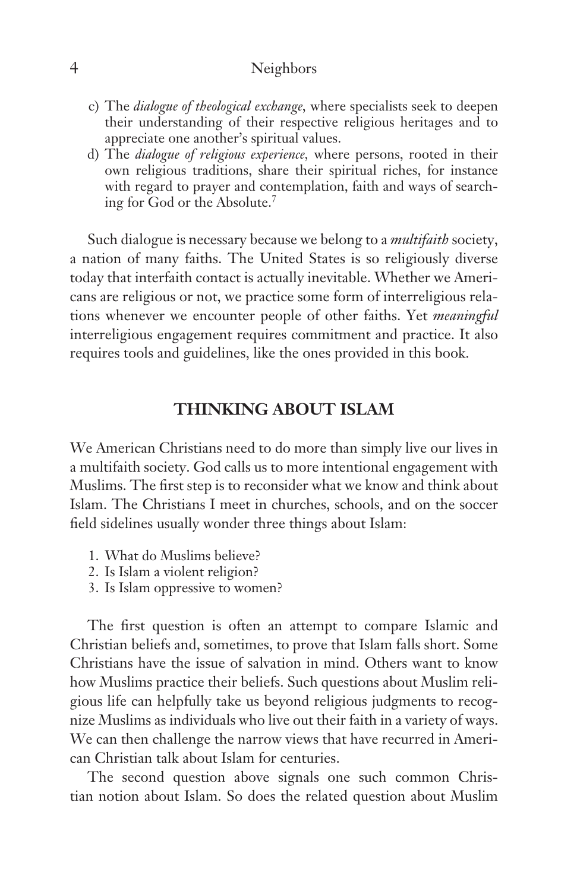c) The *dialogue of theological exchange*, where specialists seek to deepen their understanding of their respective religious heritages and to appreciate one another's spiritual values.
d) The *dialogue of religious experience*, where persons, rooted in their own religious traditions, share their spiritual riches, for instance with regard to prayer and contemplation, faith and ways of searching for God or the Absolute.[7]

Such dialogue is necessary because we belong to a *multifaith* society, a nation of many faiths. The United States is so religiously diverse today that interfaith contact is actually inevitable. Whether we Americans are religious or not, we practice some form of interreligious relations whenever we encounter people of other faiths. Yet *meaningful* interreligious engagement requires commitment and practice. It also requires tools and guidelines, like the ones provided in this book.

## THINKING ABOUT ISLAM

We American Christians need to do more than simply live our lives in a multifaith society. God calls us to more intentional engagement with Muslims. The first step is to reconsider what we know and think about Islam. The Christians I meet in churches, schools, and on the soccer field sidelines usually wonder three things about Islam:

1. What do Muslims believe?
2. Is Islam a violent religion?
3. Is Islam oppressive to women?

The first question is often an attempt to compare Islamic and Christian beliefs and, sometimes, to prove that Islam falls short. Some Christians have the issue of salvation in mind. Others want to know how Muslims practice their beliefs. Such questions about Muslim religious life can helpfully take us beyond religious judgments to recognize Muslims as individuals who live out their faith in a variety of ways. We can then challenge the narrow views that have recurred in American Christian talk about Islam for centuries.

The second question above signals one such common Christian notion about Islam. So does the related question about Muslim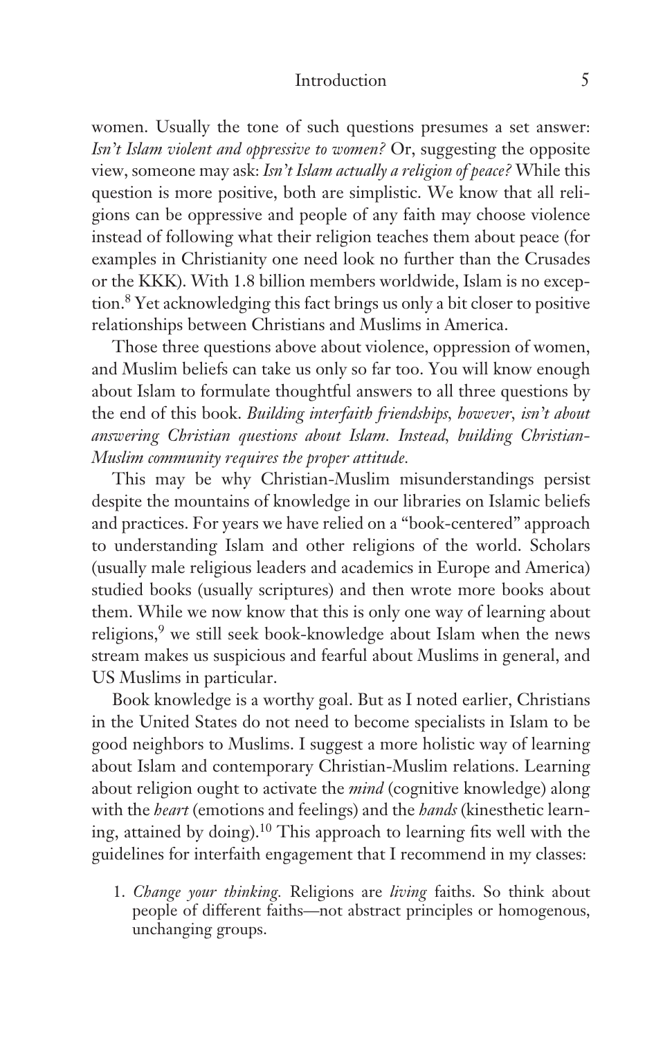women. Usually the tone of such questions presumes a set answer: *Isn't Islam violent and oppressive to women?* Or, suggesting the opposite view, someone may ask: *Isn't Islam actually a religion of peace?* While this question is more positive, both are simplistic. We know that all religions can be oppressive and people of any faith may choose violence instead of following what their religion teaches them about peace (for examples in Christianity one need look no further than the Crusades or the KKK). With 1.8 billion members worldwide, Islam is no exception.[8] Yet acknowledging this fact brings us only a bit closer to positive relationships between Christians and Muslims in America.

Those three questions above about violence, oppression of women, and Muslim beliefs can take us only so far too. You will know enough about Islam to formulate thoughtful answers to all three questions by the end of this book. *Building interfaith friendships, however, isn't about answering Christian questions about Islam. Instead, building Christian-Muslim community requires the proper attitude.*

This may be why Christian-Muslim misunderstandings persist despite the mountains of knowledge in our libraries on Islamic beliefs and practices. For years we have relied on a "book-centered" approach to understanding Islam and other religions of the world. Scholars (usually male religious leaders and academics in Europe and America) studied books (usually scriptures) and then wrote more books about them. While we now know that this is only one way of learning about religions,[9] we still seek book-knowledge about Islam when the news stream makes us suspicious and fearful about Muslims in general, and US Muslims in particular.

Book knowledge is a worthy goal. But as I noted earlier, Christians in the United States do not need to become specialists in Islam to be good neighbors to Muslims. I suggest a more holistic way of learning about Islam and contemporary Christian-Muslim relations. Learning about religion ought to activate the *mind* (cognitive knowledge) along with the *heart* (emotions and feelings) and the *hands* (kinesthetic learning, attained by doing).[10] This approach to learning fits well with the guidelines for interfaith engagement that I recommend in my classes:

1. *Change your thinking.* Religions are *living* faiths. So think about people of different faiths—not abstract principles or homogenous, unchanging groups.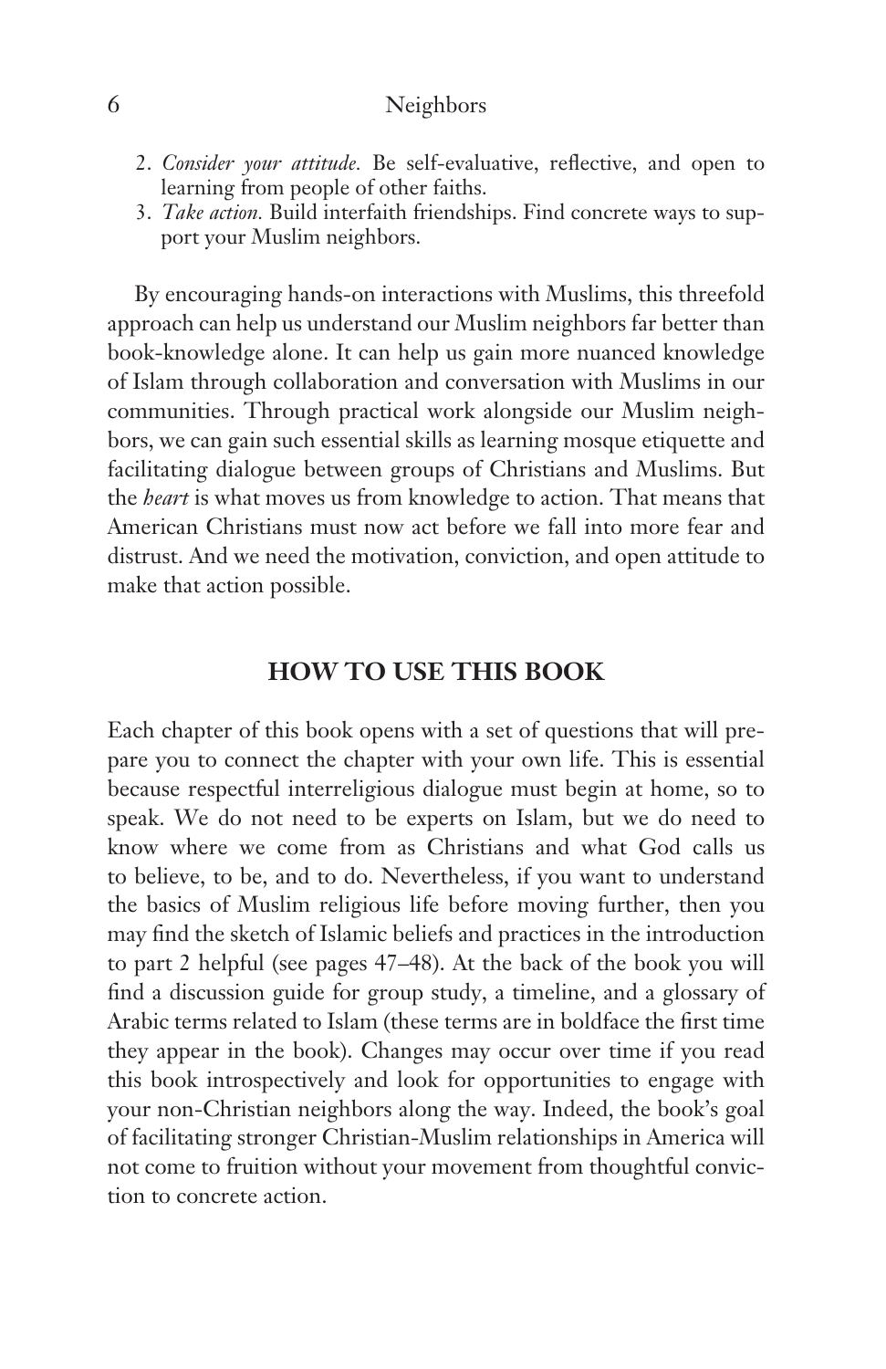2. *Consider your attitude.* Be self-evaluative, reflective, and open to learning from people of other faiths.
3. *Take action.* Build interfaith friendships. Find concrete ways to support your Muslim neighbors.

By encouraging hands-on interactions with Muslims, this threefold approach can help us understand our Muslim neighbors far better than book-knowledge alone. It can help us gain more nuanced knowledge of Islam through collaboration and conversation with Muslims in our communities. Through practical work alongside our Muslim neighbors, we can gain such essential skills as learning mosque etiquette and facilitating dialogue between groups of Christians and Muslims. But the *heart* is what moves us from knowledge to action. That means that American Christians must now act before we fall into more fear and distrust. And we need the motivation, conviction, and open attitude to make that action possible.

## HOW TO USE THIS BOOK

Each chapter of this book opens with a set of questions that will prepare you to connect the chapter with your own life. This is essential because respectful interreligious dialogue must begin at home, so to speak. We do not need to be experts on Islam, but we do need to know where we come from as Christians and what God calls us to believe, to be, and to do. Nevertheless, if you want to understand the basics of Muslim religious life before moving further, then you may find the sketch of Islamic beliefs and practices in the introduction to part 2 helpful (see pages 47–48). At the back of the book you will find a discussion guide for group study, a timeline, and a glossary of Arabic terms related to Islam (these terms are in boldface the first time they appear in the book). Changes may occur over time if you read this book introspectively and look for opportunities to engage with your non-Christian neighbors along the way. Indeed, the book's goal of facilitating stronger Christian-Muslim relationships in America will not come to fruition without your movement from thoughtful conviction to concrete action.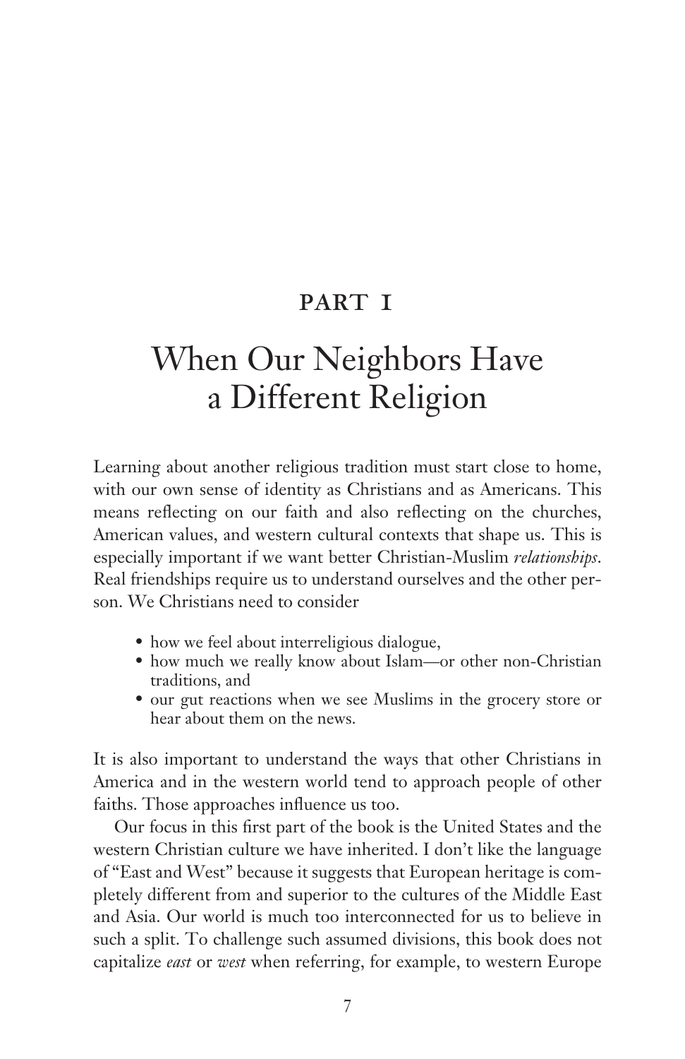## PART I

# When Our Neighbors Have a Different Religion

Learning about another religious tradition must start close to home, with our own sense of identity as Christians and as Americans. This means reflecting on our faith and also reflecting on the churches, American values, and western cultural contexts that shape us. This is especially important if we want better Christian-Muslim *relationships*. Real friendships require us to understand ourselves and the other person. We Christians need to consider

- how we feel about interreligious dialogue,
- how much we really know about Islam—or other non-Christian traditions, and
- our gut reactions when we see Muslims in the grocery store or hear about them on the news.

It is also important to understand the ways that other Christians in America and in the western world tend to approach people of other faiths. Those approaches influence us too.

Our focus in this first part of the book is the United States and the western Christian culture we have inherited. I don't like the language of "East and West" because it suggests that European heritage is completely different from and superior to the cultures of the Middle East and Asia. Our world is much too interconnected for us to believe in such a split. To challenge such assumed divisions, this book does not capitalize *east* or *west* when referring, for example, to western Europe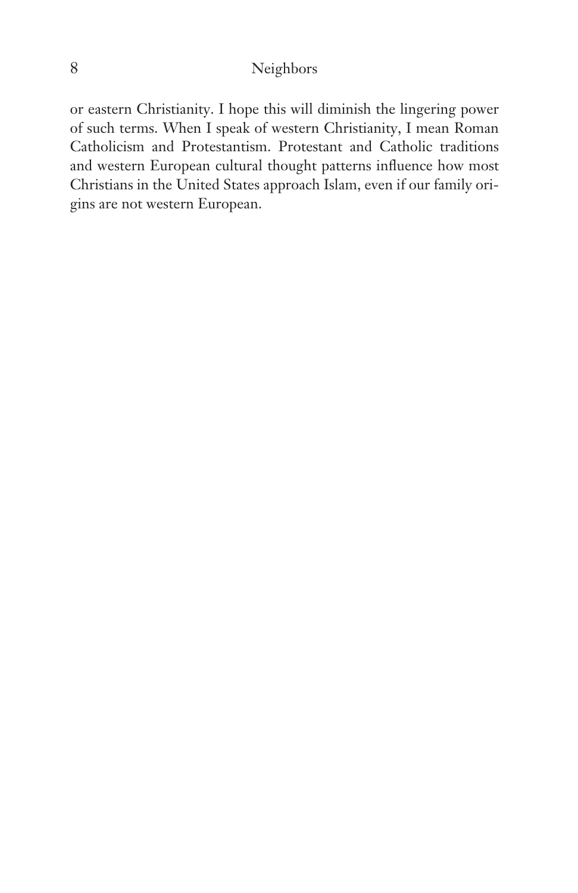or eastern Christianity. I hope this will diminish the lingering power of such terms. When I speak of western Christianity, I mean Roman Catholicism and Protestantism. Protestant and Catholic traditions and western European cultural thought patterns influence how most Christians in the United States approach Islam, even if our family origins are not western European.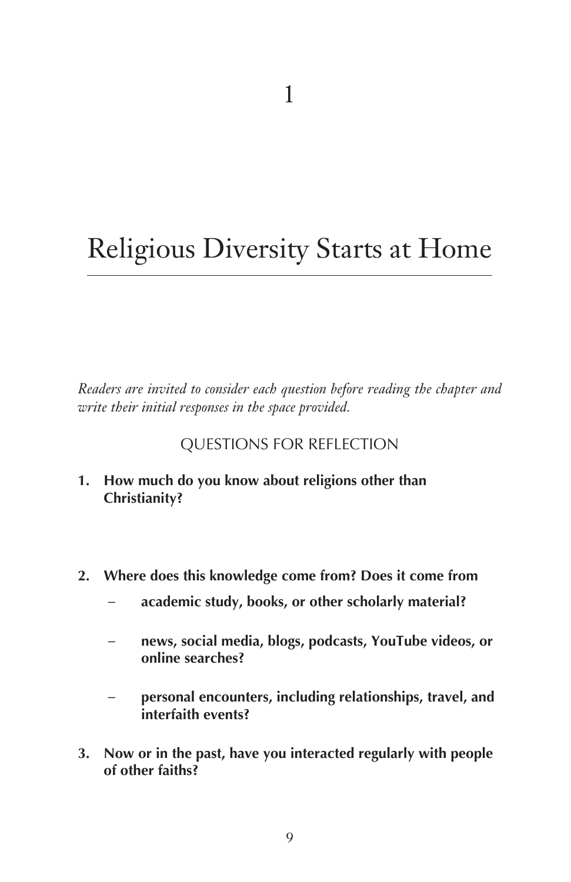# 1

# Religious Diversity Starts at Home

*Readers are invited to consider each question before reading the chapter and write their initial responses in the space provided.*

## QUESTIONS FOR REFLECTION

1. **How much do you know about religions other than Christianity?**

2. **Where does this knowledge come from? Does it come from**
   - **academic study, books, or other scholarly material?**
   - **news, social media, blogs, podcasts, YouTube videos, or online searches?**
   - **personal encounters, including relationships, travel, and interfaith events?**

3. **Now or in the past, have you interacted regularly with people of other faiths?**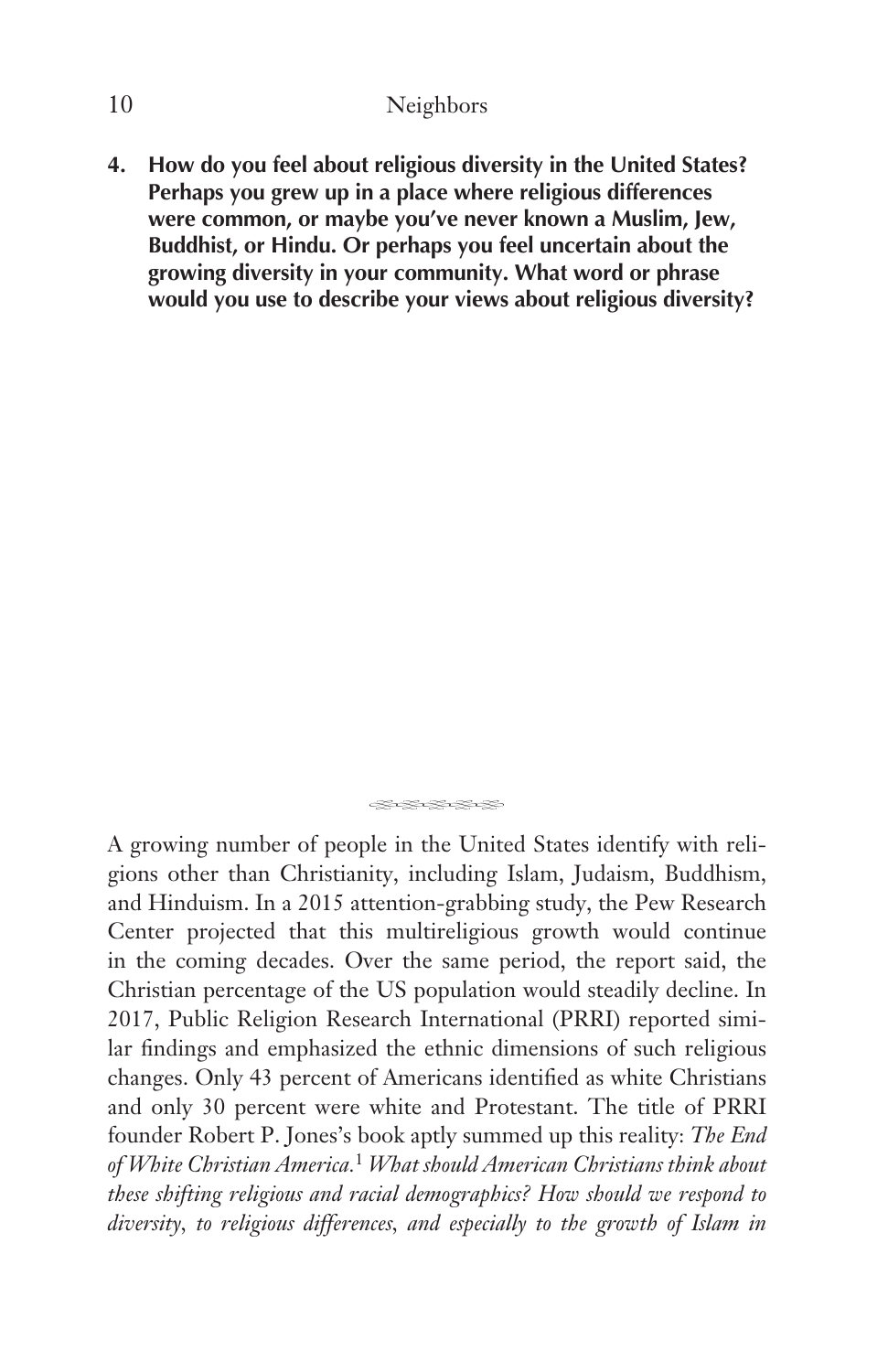**4. How do you feel about religious diversity in the United States? Perhaps you grew up in a place where religious differences were common, or maybe you've never known a Muslim, Jew, Buddhist, or Hindu. Or perhaps you feel uncertain about the growing diversity in your community. What word or phrase would you use to describe your views about religious diversity?**

A growing number of people in the United States identify with religions other than Christianity, including Islam, Judaism, Buddhism, and Hinduism. In a 2015 attention-grabbing study, the Pew Research Center projected that this multireligious growth would continue in the coming decades. Over the same period, the report said, the Christian percentage of the US population would steadily decline. In 2017, Public Religion Research International (PRRI) reported similar findings and emphasized the ethnic dimensions of such religious changes. Only 43 percent of Americans identified as white Christians and only 30 percent were white and Protestant. The title of PRRI founder Robert P. Jones's book aptly summed up this reality: *The End of White Christian America.*[1] *What should American Christians think about these shifting religious and racial demographics? How should we respond to diversity, to religious differences, and especially to the growth of Islam in*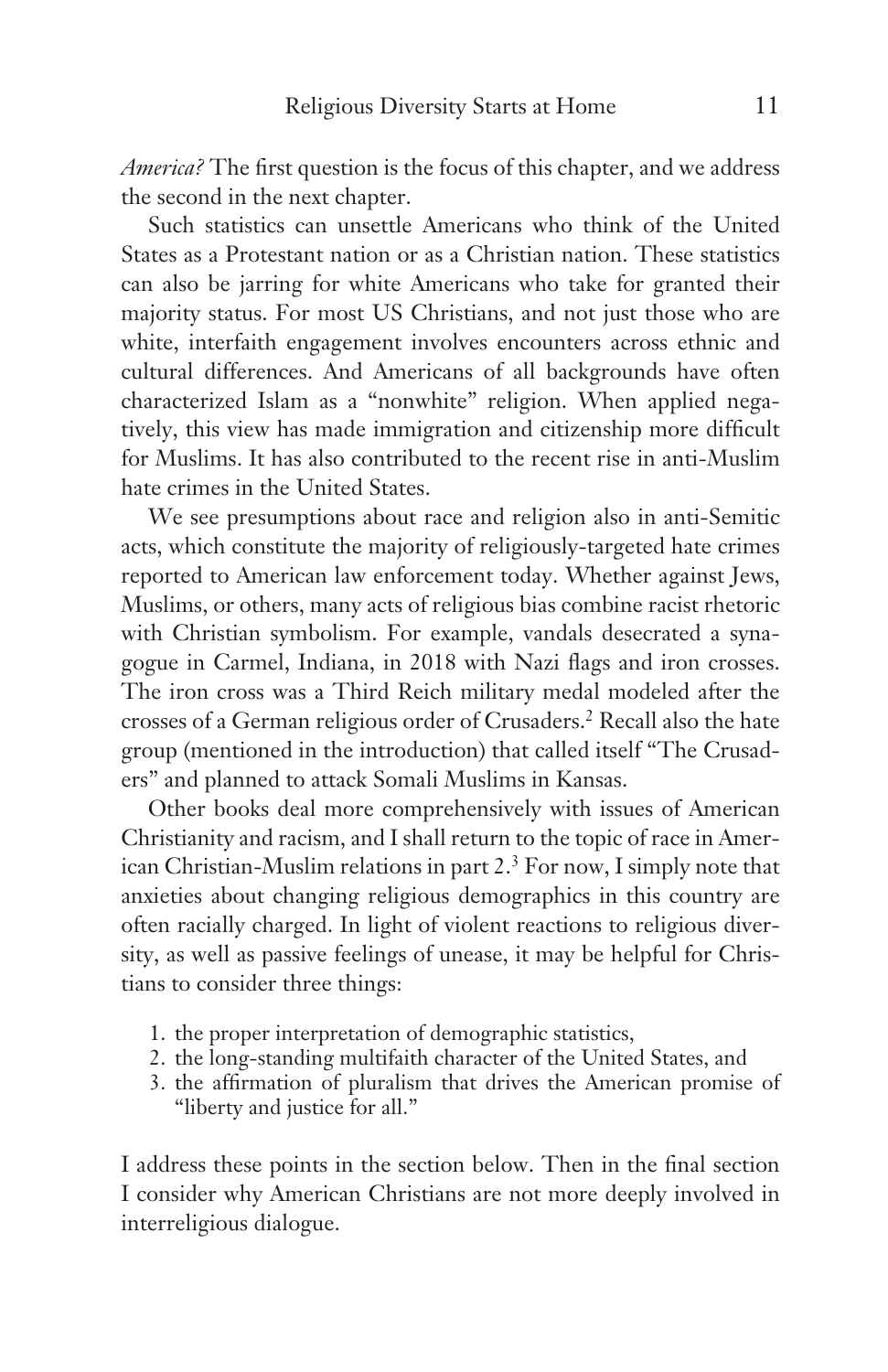*America?* The first question is the focus of this chapter, and we address the second in the next chapter.

Such statistics can unsettle Americans who think of the United States as a Protestant nation or as a Christian nation. These statistics can also be jarring for white Americans who take for granted their majority status. For most US Christians, and not just those who are white, interfaith engagement involves encounters across ethnic and cultural differences. And Americans of all backgrounds have often characterized Islam as a "nonwhite" religion. When applied negatively, this view has made immigration and citizenship more difficult for Muslims. It has also contributed to the recent rise in anti-Muslim hate crimes in the United States.

We see presumptions about race and religion also in anti-Semitic acts, which constitute the majority of religiously-targeted hate crimes reported to American law enforcement today. Whether against Jews, Muslims, or others, many acts of religious bias combine racist rhetoric with Christian symbolism. For example, vandals desecrated a synagogue in Carmel, Indiana, in 2018 with Nazi flags and iron crosses. The iron cross was a Third Reich military medal modeled after the crosses of a German religious order of Crusaders.[2] Recall also the hate group (mentioned in the introduction) that called itself "The Crusaders" and planned to attack Somali Muslims in Kansas.

Other books deal more comprehensively with issues of American Christianity and racism, and I shall return to the topic of race in American Christian-Muslim relations in part 2.[3] For now, I simply note that anxieties about changing religious demographics in this country are often racially charged. In light of violent reactions to religious diversity, as well as passive feelings of unease, it may be helpful for Christians to consider three things:

1. the proper interpretation of demographic statistics,
2. the long-standing multifaith character of the United States, and
3. the affirmation of pluralism that drives the American promise of "liberty and justice for all."

I address these points in the section below. Then in the final section I consider why American Christians are not more deeply involved in interreligious dialogue.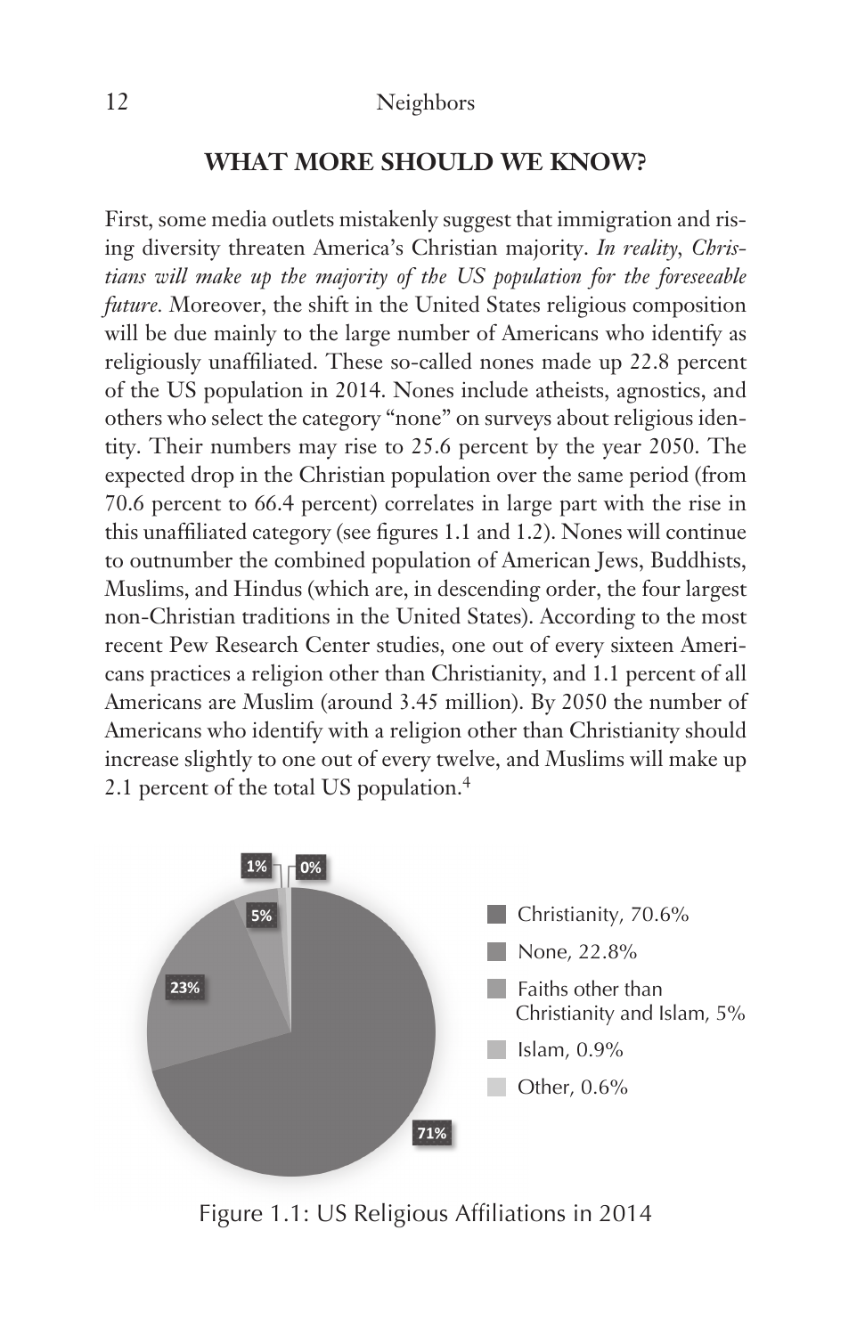## WHAT MORE SHOULD WE KNOW?

First, some media outlets mistakenly suggest that immigration and rising diversity threaten America's Christian majority. *In reality, Christians will make up the majority of the US population for the foreseeable future.* Moreover, the shift in the United States religious composition will be due mainly to the large number of Americans who identify as religiously unaffiliated. These so-called nones made up 22.8 percent of the US population in 2014. Nones include atheists, agnostics, and others who select the category "none" on surveys about religious identity. Their numbers may rise to 25.6 percent by the year 2050. The expected drop in the Christian population over the same period (from 70.6 percent to 66.4 percent) correlates in large part with the rise in this unaffiliated category (see figures 1.1 and 1.2). Nones will continue to outnumber the combined population of American Jews, Buddhists, Muslims, and Hindus (which are, in descending order, the four largest non-Christian traditions in the United States). According to the most recent Pew Research Center studies, one out of every sixteen Americans practices a religion other than Christianity, and 1.1 percent of all Americans are Muslim (around 3.45 million). By 2050 the number of Americans who identify with a religion other than Christianity should increase slightly to one out of every twelve, and Muslims will make up 2.1 percent of the total US population.[4]

| Affiliation | Share |
|---|---|
| Christianity | 70.6% |
| None | 22.8% |
| Faiths other than Christianity and Islam | 5% |
| Islam | 0.9% |
| Other | 0.6% |

Figure 1.1: US Religious Affiliations in 2014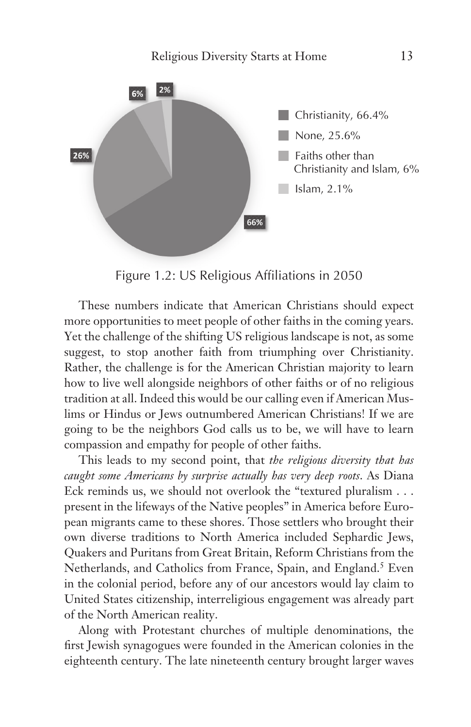6% 2%

26%

66%

Christianity, 66.4%

None, 25.6%

Faiths other than Christianity and Islam, 6%

Islam, 2.1%

Figure 1.2: US Religious Affiliations in 2050

These numbers indicate that American Christians should expect more opportunities to meet people of other faiths in the coming years. Yet the challenge of the shifting US religious landscape is not, as some suggest, to stop another faith from triumphing over Christianity. Rather, the challenge is for the American Christian majority to learn how to live well alongside neighbors of other faiths or of no religious tradition at all. Indeed this would be our calling even if American Muslims or Hindus or Jews outnumbered American Christians! If we are going to be the neighbors God calls us to be, we will have to learn compassion and empathy for people of other faiths.

This leads to my second point, that *the religious diversity that has caught some Americans by surprise actually has very deep roots*. As Diana Eck reminds us, we should not overlook the "textured pluralism . . . present in the lifeways of the Native peoples" in America before European migrants came to these shores. Those settlers who brought their own diverse traditions to North America included Sephardic Jews, Quakers and Puritans from Great Britain, Reform Christians from the Netherlands, and Catholics from France, Spain, and England.[5] Even in the colonial period, before any of our ancestors would lay claim to United States citizenship, interreligious engagement was already part of the North American reality.

Along with Protestant churches of multiple denominations, the first Jewish synagogues were founded in the American colonies in the eighteenth century. The late nineteenth century brought larger waves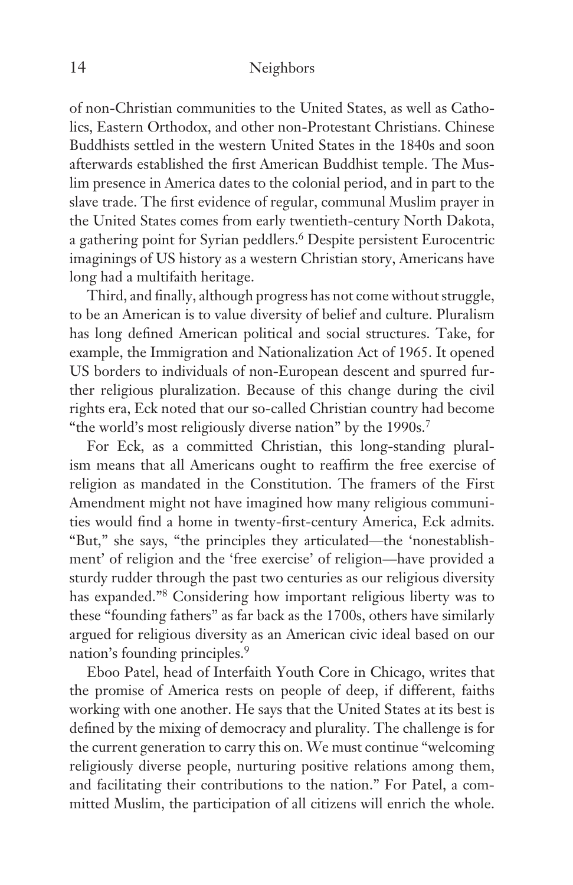of non-Christian communities to the United States, as well as Catholics, Eastern Orthodox, and other non-Protestant Christians. Chinese Buddhists settled in the western United States in the 1840s and soon afterwards established the first American Buddhist temple. The Muslim presence in America dates to the colonial period, and in part to the slave trade. The first evidence of regular, communal Muslim prayer in the United States comes from early twentieth-century North Dakota, a gathering point for Syrian peddlers.[6] Despite persistent Eurocentric imaginings of US history as a western Christian story, Americans have long had a multifaith heritage.

Third, and finally, although progress has not come without struggle, to be an American is to value diversity of belief and culture. Pluralism has long defined American political and social structures. Take, for example, the Immigration and Nationalization Act of 1965. It opened US borders to individuals of non-European descent and spurred further religious pluralization. Because of this change during the civil rights era, Eck noted that our so-called Christian country had become "the world's most religiously diverse nation" by the 1990s.[7]

For Eck, as a committed Christian, this long-standing pluralism means that all Americans ought to reaffirm the free exercise of religion as mandated in the Constitution. The framers of the First Amendment might not have imagined how many religious communities would find a home in twenty-first-century America, Eck admits. "But," she says, "the principles they articulated—the 'nonestablishment' of religion and the 'free exercise' of religion—have provided a sturdy rudder through the past two centuries as our religious diversity has expanded."[8] Considering how important religious liberty was to these "founding fathers" as far back as the 1700s, others have similarly argued for religious diversity as an American civic ideal based on our nation's founding principles.[9]

Eboo Patel, head of Interfaith Youth Core in Chicago, writes that the promise of America rests on people of deep, if different, faiths working with one another. He says that the United States at its best is defined by the mixing of democracy and plurality. The challenge is for the current generation to carry this on. We must continue "welcoming religiously diverse people, nurturing positive relations among them, and facilitating their contributions to the nation." For Patel, a committed Muslim, the participation of all citizens will enrich the whole.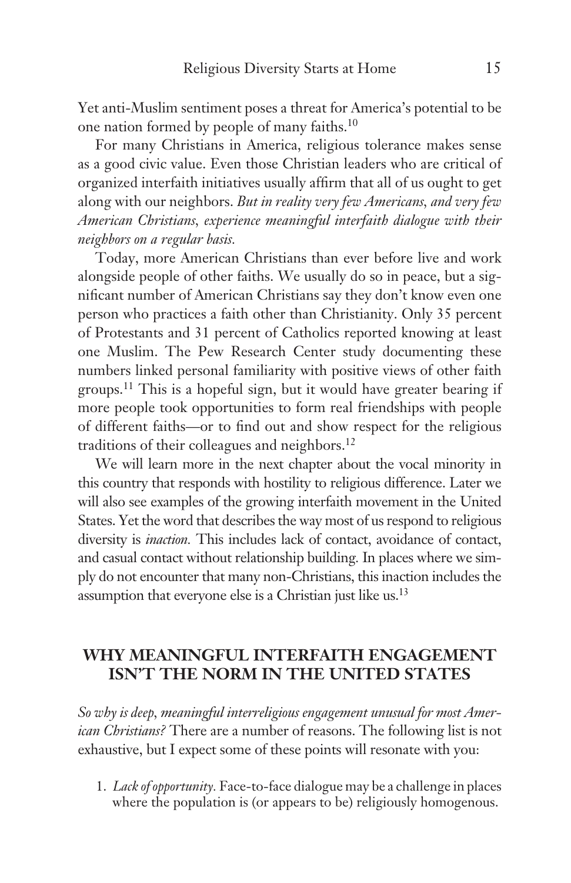Yet anti-Muslim sentiment poses a threat for America's potential to be one nation formed by people of many faiths.[10]

For many Christians in America, religious tolerance makes sense as a good civic value. Even those Christian leaders who are critical of organized interfaith initiatives usually affirm that all of us ought to get along with our neighbors. *But in reality very few Americans, and very few American Christians, experience meaningful interfaith dialogue with their neighbors on a regular basis.*

Today, more American Christians than ever before live and work alongside people of other faiths. We usually do so in peace, but a significant number of American Christians say they don't know even one person who practices a faith other than Christianity. Only 35 percent of Protestants and 31 percent of Catholics reported knowing at least one Muslim. The Pew Research Center study documenting these numbers linked personal familiarity with positive views of other faith groups.[11] This is a hopeful sign, but it would have greater bearing if more people took opportunities to form real friendships with people of different faiths—or to find out and show respect for the religious traditions of their colleagues and neighbors.[12]

We will learn more in the next chapter about the vocal minority in this country that responds with hostility to religious difference. Later we will also see examples of the growing interfaith movement in the United States. Yet the word that describes the way most of us respond to religious diversity is *inaction*. This includes lack of contact, avoidance of contact, and casual contact without relationship building. In places where we simply do not encounter that many non-Christians, this inaction includes the assumption that everyone else is a Christian just like us.[13]

## WHY MEANINGFUL INTERFAITH ENGAGEMENT ISN'T THE NORM IN THE UNITED STATES

*So why is deep, meaningful interreligious engagement unusual for most American Christians?* There are a number of reasons. The following list is not exhaustive, but I expect some of these points will resonate with you:

1. *Lack of opportunity*. Face-to-face dialogue may be a challenge in places where the population is (or appears to be) religiously homogenous.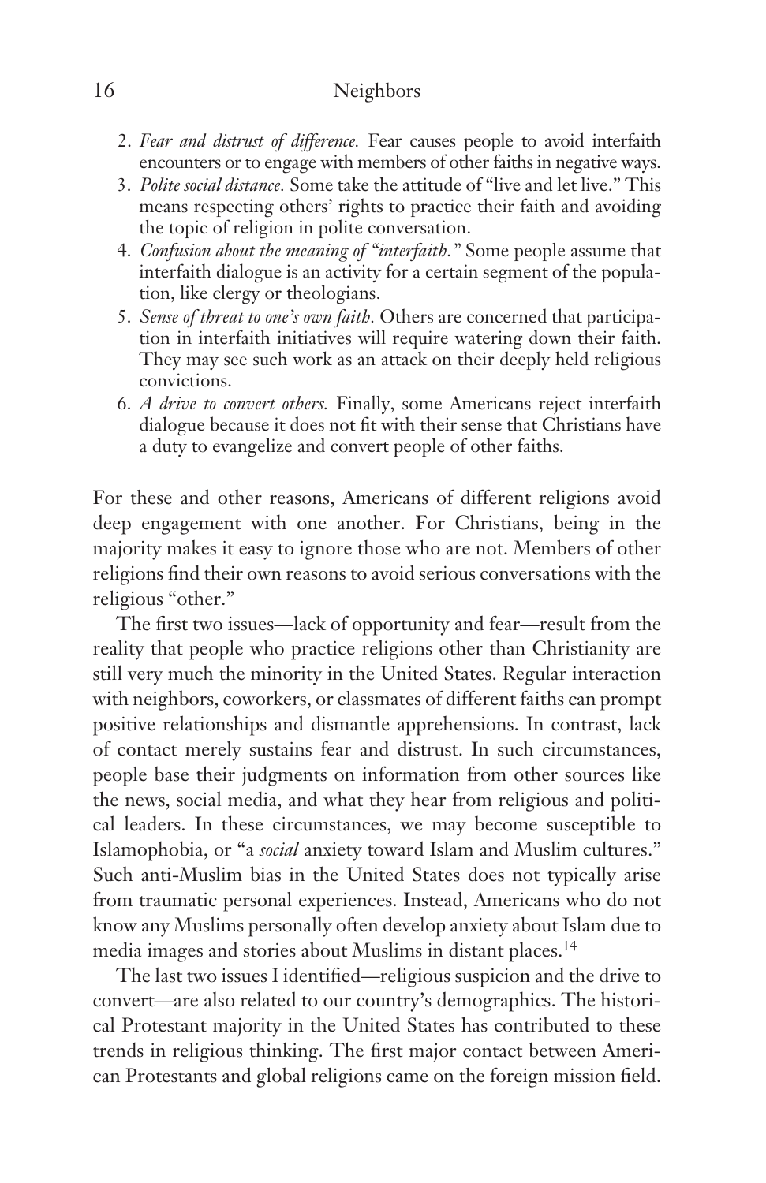2. *Fear and distrust of difference.* Fear causes people to avoid interfaith encounters or to engage with members of other faiths in negative ways.
3. *Polite social distance.* Some take the attitude of "live and let live." This means respecting others' rights to practice their faith and avoiding the topic of religion in polite conversation.
4. *Confusion about the meaning of "interfaith."* Some people assume that interfaith dialogue is an activity for a certain segment of the population, like clergy or theologians.
5. *Sense of threat to one's own faith.* Others are concerned that participation in interfaith initiatives will require watering down their faith. They may see such work as an attack on their deeply held religious convictions.
6. *A drive to convert others.* Finally, some Americans reject interfaith dialogue because it does not fit with their sense that Christians have a duty to evangelize and convert people of other faiths.

For these and other reasons, Americans of different religions avoid deep engagement with one another. For Christians, being in the majority makes it easy to ignore those who are not. Members of other religions find their own reasons to avoid serious conversations with the religious "other."

The first two issues—lack of opportunity and fear—result from the reality that people who practice religions other than Christianity are still very much the minority in the United States. Regular interaction with neighbors, coworkers, or classmates of different faiths can prompt positive relationships and dismantle apprehensions. In contrast, lack of contact merely sustains fear and distrust. In such circumstances, people base their judgments on information from other sources like the news, social media, and what they hear from religious and political leaders. In these circumstances, we may become susceptible to Islamophobia, or "a *social* anxiety toward Islam and Muslim cultures." Such anti-Muslim bias in the United States does not typically arise from traumatic personal experiences. Instead, Americans who do not know any Muslims personally often develop anxiety about Islam due to media images and stories about Muslims in distant places.[14]

The last two issues I identified—religious suspicion and the drive to convert—are also related to our country's demographics. The historical Protestant majority in the United States has contributed to these trends in religious thinking. The first major contact between American Protestants and global religions came on the foreign mission field.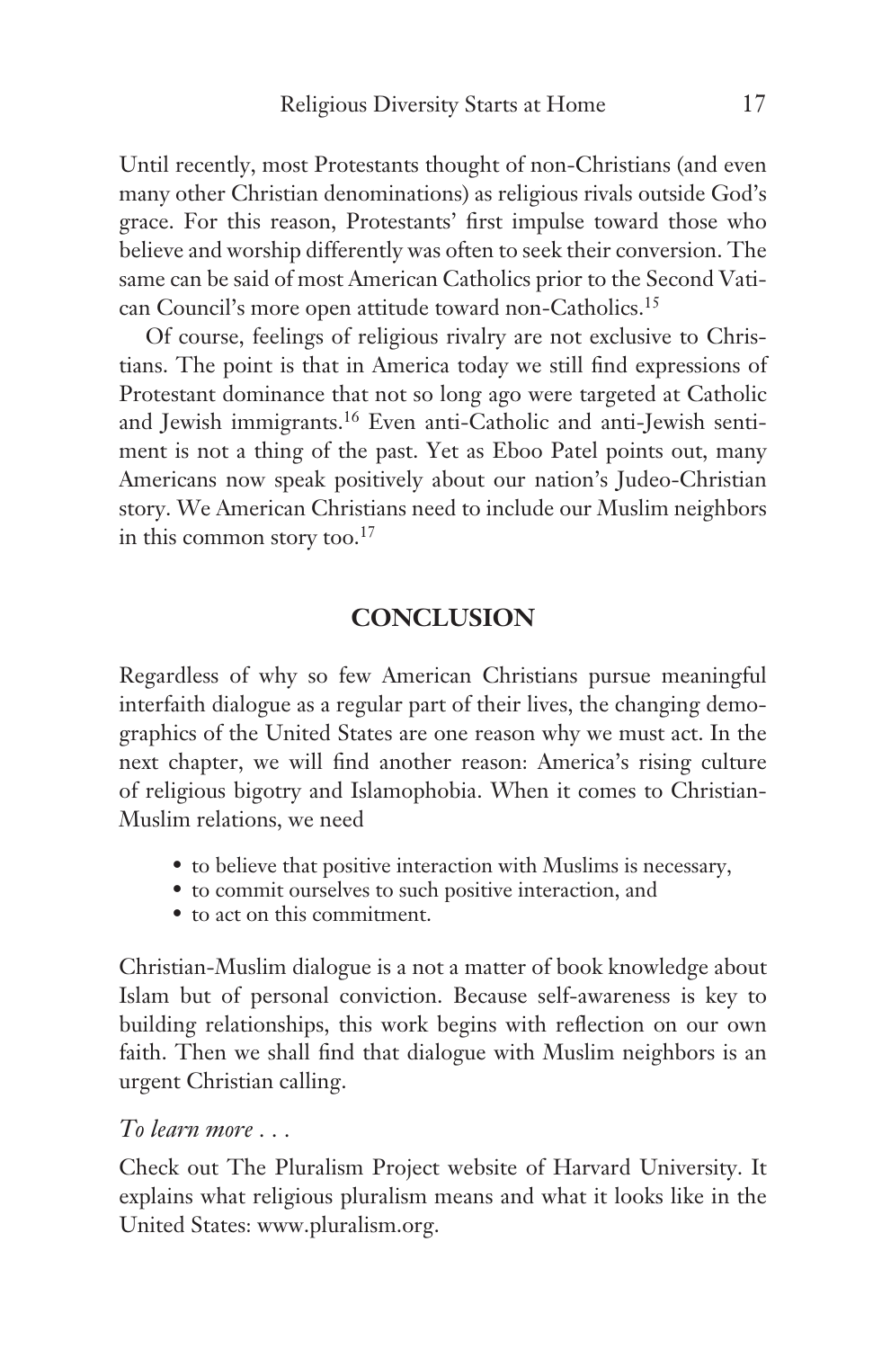Until recently, most Protestants thought of non-Christians (and even many other Christian denominations) as religious rivals outside God's grace. For this reason, Protestants' first impulse toward those who believe and worship differently was often to seek their conversion. The same can be said of most American Catholics prior to the Second Vatican Council's more open attitude toward non-Catholics.[15]

Of course, feelings of religious rivalry are not exclusive to Christians. The point is that in America today we still find expressions of Protestant dominance that not so long ago were targeted at Catholic and Jewish immigrants.[16] Even anti-Catholic and anti-Jewish sentiment is not a thing of the past. Yet as Eboo Patel points out, many Americans now speak positively about our nation's Judeo-Christian story. We American Christians need to include our Muslim neighbors in this common story too.[17]

## CONCLUSION

Regardless of why so few American Christians pursue meaningful interfaith dialogue as a regular part of their lives, the changing demographics of the United States are one reason why we must act. In the next chapter, we will find another reason: America's rising culture of religious bigotry and Islamophobia. When it comes to Christian-Muslim relations, we need

- to believe that positive interaction with Muslims is necessary,
- to commit ourselves to such positive interaction, and
- to act on this commitment.

Christian-Muslim dialogue is a not a matter of book knowledge about Islam but of personal conviction. Because self-awareness is key to building relationships, this work begins with reflection on our own faith. Then we shall find that dialogue with Muslim neighbors is an urgent Christian calling.

*To learn more . . .*

Check out The Pluralism Project website of Harvard University. It explains what religious pluralism means and what it looks like in the United States: www.pluralism.org.